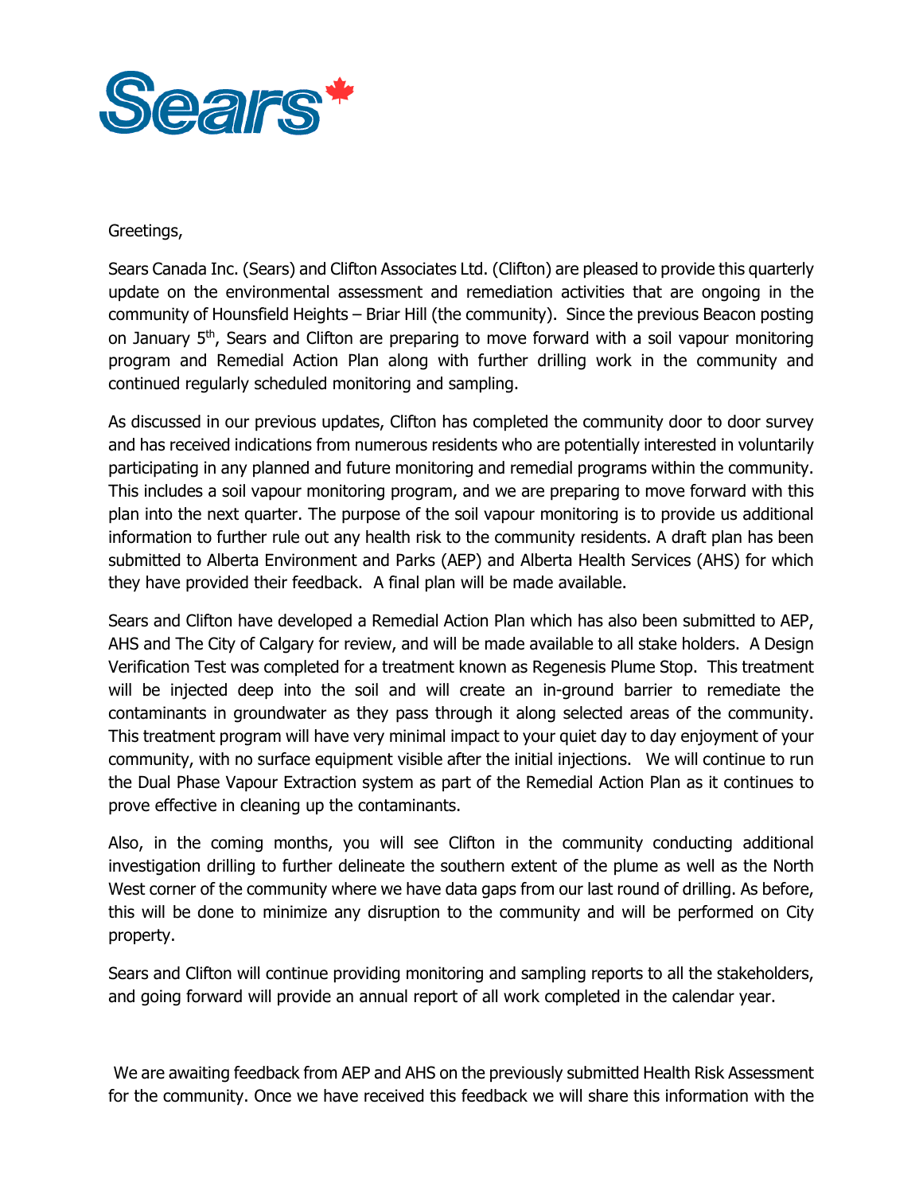Greetings,

Sears Canada Inc. (Sears) and Clifton Associates Ltd. (Clifton) are pleased to provide this quarterly update on the environmental assessment and remediation activities that are ongoing in the community of Hounsfield Heights – Briar Hill (the community). Since the previous Beacon posting on January 5th, Sears and Clifton are preparing to move forward with a soil vapour monitoring program and Remedial Action Plan along with further drilling work in the community and continued regularly scheduled monitoring and sampling.

As discussed in our previous updates, Clifton has completed the community door to door survey and has received indications from numerous residents who are potentially interested in voluntarily participating in any planned and future monitoring and remedial programs within the community. This includes a soil vapour monitoring program, and we are preparing to move forward with this plan into the next quarter. The purpose of the soil vapour monitoring is to provide us additional information to further rule out any health risk to the community residents. A draft plan has been submitted to Alberta Environment and Parks (AEP) and Alberta Health Services (AHS) for which they have provided their feedback. A final plan will be made available.

Sears and Clifton have developed a Remedial Action Plan which has also been submitted to AEP, AHS and The City of Calgary for review, and will be made available to all stake holders. A Design Verification Test was completed for a treatment known as Regenesis Plume Stop. This treatment will be injected deep into the soil and will create an in-ground barrier to remediate the contaminants in groundwater as they pass through it along selected areas of the community. This treatment program will have very minimal impact to your quiet day to day enjoyment of your community, with no surface equipment visible after the initial injections. We will continue to run the Dual Phase Vapour Extraction system as part of the Remedial Action Plan as it continues to prove effective in cleaning up the contaminants.

Also, in the coming months, you will see Clifton in the community conducting additional investigation drilling to further delineate the southern extent of the plume as well as the North West corner of the community where we have data gaps from our last round of drilling. As before, this will be done to minimize any disruption to the community and will be performed on City property.

Sears and Clifton will continue providing monitoring and sampling reports to all the stakeholders, and going forward will provide an annual report of all work completed in the calendar year.

We are awaiting feedback from AEP and AHS on the previously submitted Health Risk Assessment for the community. Once we have received this feedback we will share this information with the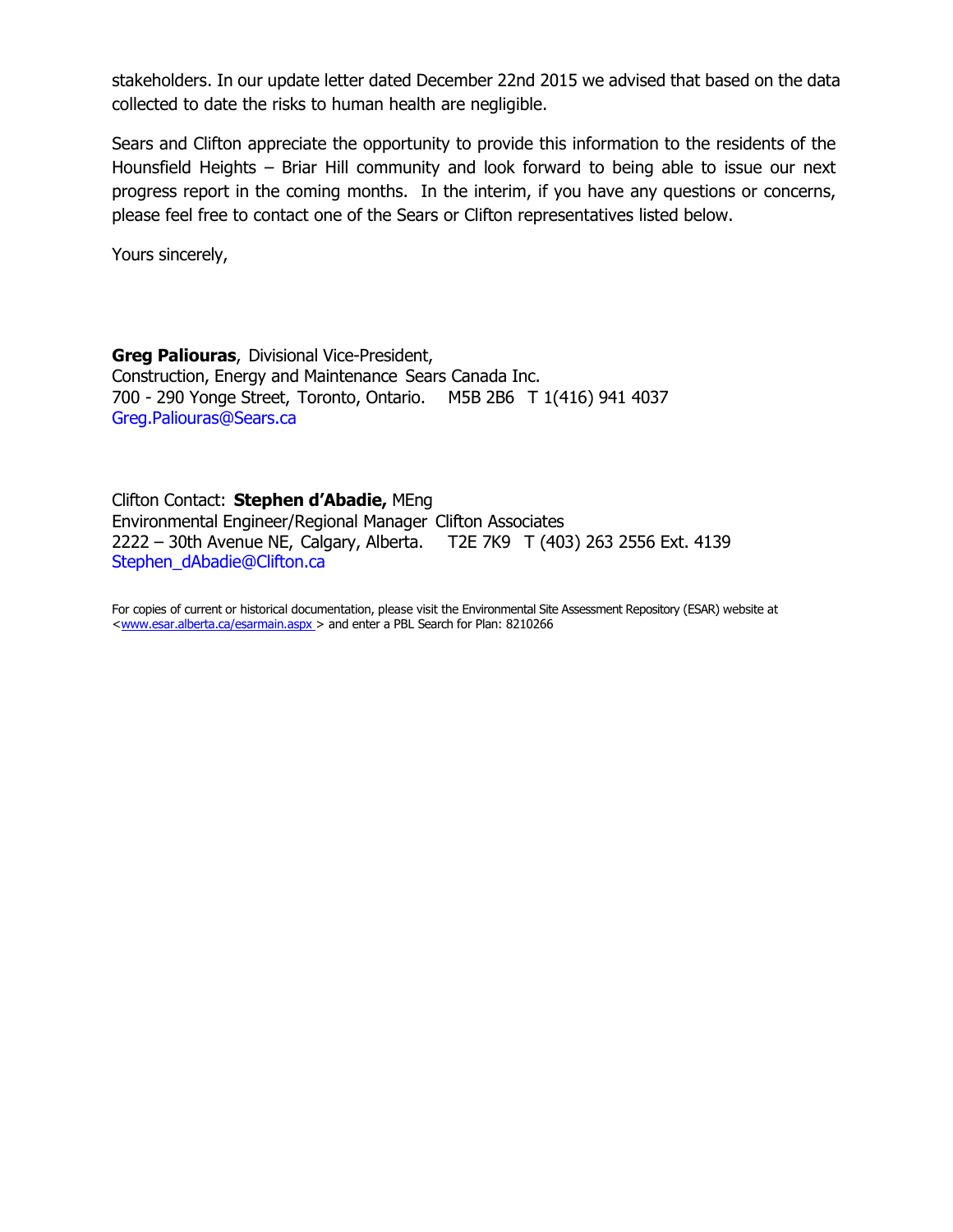stakeholders. In our update letter dated December 22nd 2015 we advised that based on the data collected to date the risks to human health are negligible.

Sears and Clifton appreciate the opportunity to provide this information to the residents of the Hounsfield Heights – Briar Hill community and look forward to being able to issue our next progress report in the coming months. In the interim, if you have any questions or concerns, please feel free to contact one of the Sears or Clifton representatives listed below.

Yours sincerely,

**Greg Paliouras**, Divisional Vice-President,
Construction, Energy and Maintenance Sears Canada Inc.
700 - 290 Yonge Street, Toronto, Ontario. M5B 2B6 T 1(416) 941 4037
Greg.Paliouras@Sears.ca

Clifton Contact: **Stephen d'Abadie,** MEng
Environmental Engineer/Regional Manager Clifton Associates
2222 – 30th Avenue NE, Calgary, Alberta. T2E 7K9 T (403) 263 2556 Ext. 4139
Stephen_dAbadie@Clifton.ca

For copies of current or historical documentation, please visit the Environmental Site Assessment Repository (ESAR) website at <www.esar.alberta.ca/esarmain.aspx > and enter a PBL Search for Plan: 8210266